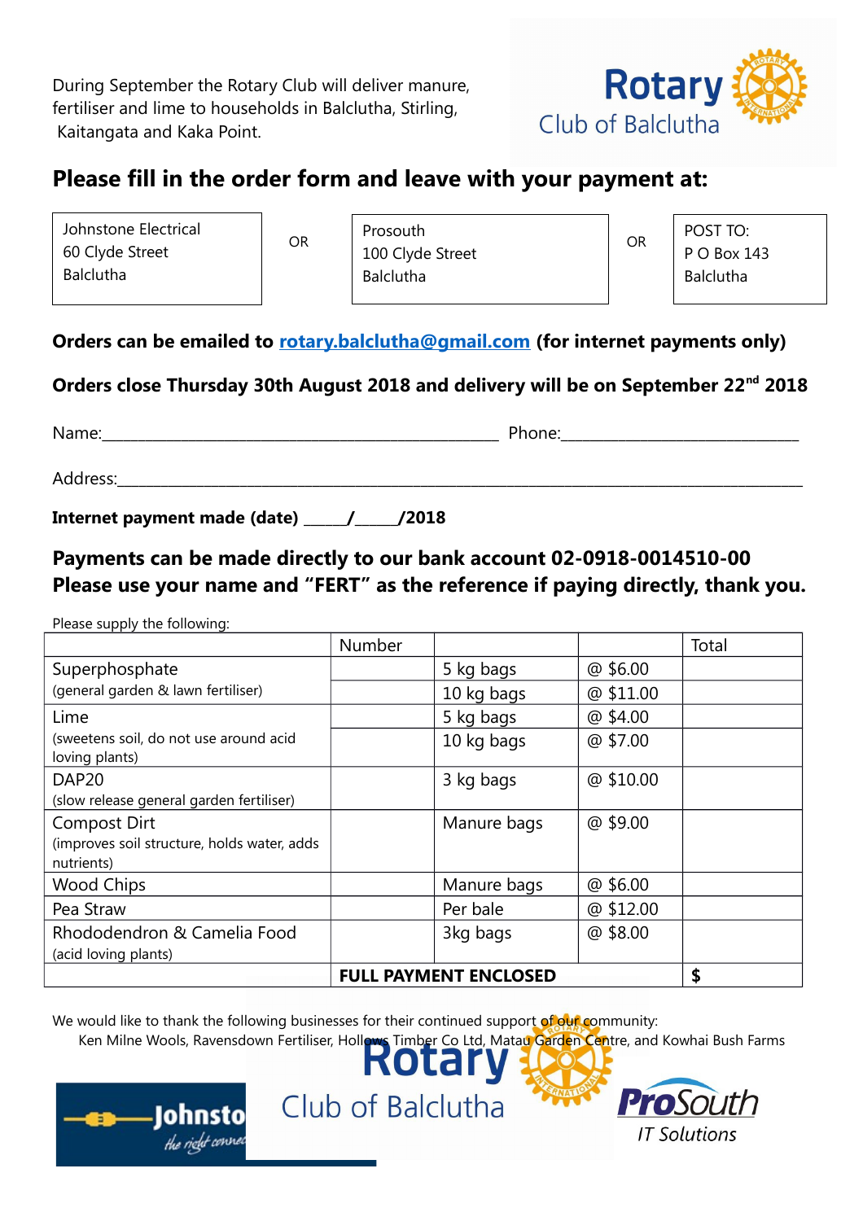During September the Rotary Club will deliver manure, fertiliser and lime to households in Balclutha, Stirling, Kaitangata and Kaka Point.

Rotary Club of Balclutha

## Please fill in the order form and leave with your payment at:

| Johnstone Electrical<br>60 Clyde Street<br>Balclutha | OR | Prosouth<br>100 Clyde Street<br>Balclutha | OR | POST TO:<br>P O Box 143<br>Balclutha |
|---|---|---|---|---|

**Orders can be emailed to rotary.balclutha@gmail.com (for internet payments only)**

**Orders close Thursday 30th August 2018 and delivery will be on September 22nd 2018**

Name:_________________________________________ Phone:_________________________

Address:___________________________________________________________________

**Internet payment made (date) _____/_____/2018**

### Payments can be made directly to our bank account 02-0918-0014510-00
### Please use your name and "FERT" as the reference if paying directly, thank you.

Please supply the following:

| | Number | | | Total |
|---|---|---|---|---|
| Superphosphate (general garden & lawn fertiliser) | | 5 kg bags | @ $6.00 | |
| | | 10 kg bags | @ $11.00 | |
| Lime (sweetens soil, do not use around acid loving plants) | | 5 kg bags | @ $4.00 | |
| | | 10 kg bags | @ $7.00 | |
| DAP20 (slow release general garden fertiliser) | | 3 kg bags | @ $10.00 | |
| Compost Dirt (improves soil structure, holds water, adds nutrients) | | Manure bags | @ $9.00 | |
| Wood Chips | | Manure bags | @ $6.00 | |
| Pea Straw | | Per bale | @ $12.00 | |
| Rhododendron & Camelia Food (acid loving plants) | | 3kg bags | @ $8.00 | |
| | **FULL PAYMENT ENCLOSED** | | | **$** |

We would like to thank the following businesses for their continued support of our community:
Ken Milne Wools, Ravensdown Fertiliser, Hollows Timber Co Ltd, Matau Garden Centre, and Kowhai Bush Farms

Johnstone — the right connection

Rotary Club of Balclutha

ProSouth IT Solutions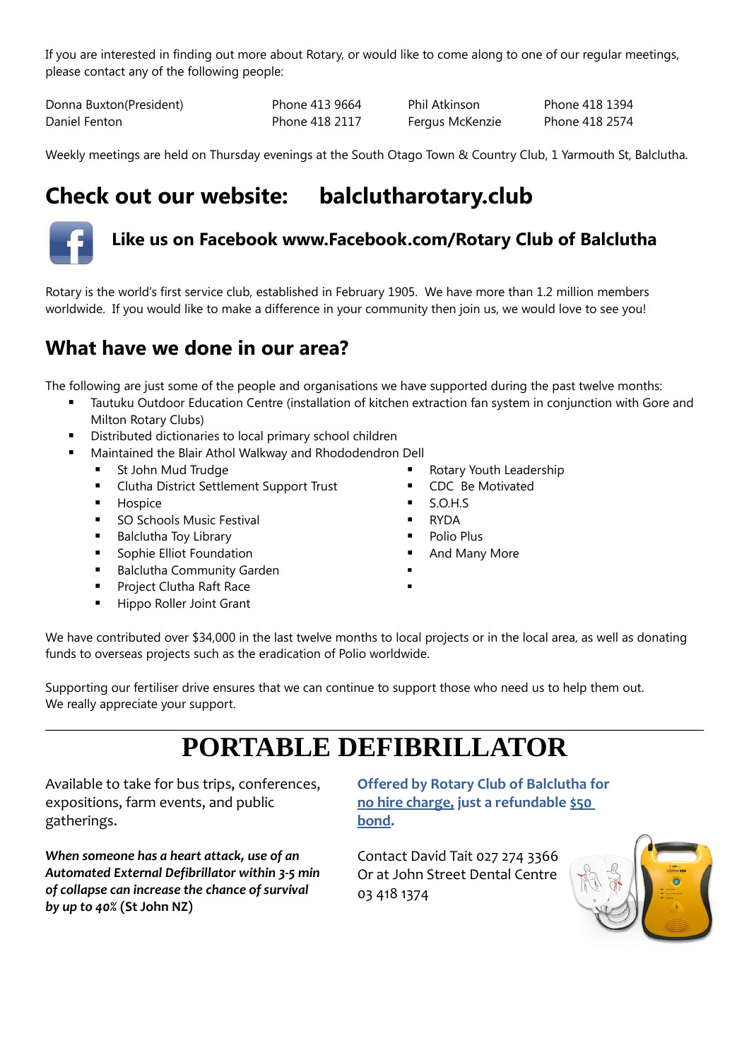If you are interested in finding out more about Rotary, or would like to come along to one of our regular meetings, please contact any of the following people:

| | | | |
|---|---|---|---|
| Donna Buxton(President) | Phone 413 9664 | Phil Atkinson | Phone 418 1394 |
| Daniel Fenton | Phone 418 2117 | Fergus McKenzie | Phone 418 2574 |

Weekly meetings are held on Thursday evenings at the South Otago Town & Country Club, 1 Yarmouth St, Balclutha.

## Check out our website: balclutharotary.club

### Like us on Facebook www.Facebook.com/Rotary Club of Balclutha

Rotary is the world's first service club, established in February 1905. We have more than 1.2 million members worldwide. If you would like to make a difference in your community then join us, we would love to see you!

## What have we done in our area?

The following are just some of the people and organisations we have supported during the past twelve months:

- Tautuku Outdoor Education Centre (installation of kitchen extraction fan system in conjunction with Gore and Milton Rotary Clubs)
- Distributed dictionaries to local primary school children
- Maintained the Blair Athol Walkway and Rhododendron Dell
  - St John Mud Trudge
  - Clutha District Settlement Support Trust
  - Hospice
  - SO Schools Music Festival
  - Balclutha Toy Library
  - Sophie Elliot Foundation
  - Balclutha Community Garden
  - Project Clutha Raft Race
  - Hippo Roller Joint Grant
  - Rotary Youth Leadership
  - CDC Be Motivated
  - S.O.H.S
  - RYDA
  - Polio Plus
  - And Many More

We have contributed over $34,000 in the last twelve months to local projects or in the local area, as well as donating funds to overseas projects such as the eradication of Polio worldwide.

Supporting our fertiliser drive ensures that we can continue to support those who need us to help them out.
We really appreciate your support.

---

# PORTABLE DEFIBRILLATOR

Available to take for bus trips, conferences, expositions, farm events, and public gatherings.

***When someone has a heart attack, use of an Automated External Defibrillator within 3-5 min of collapse can increase the chance of survival by up to 40%*** **(St John NZ)**

**Offered by Rotary Club of Balclutha for no hire charge, just a refundable $50 bond.**

Contact David Tait 027 274 3366
Or at John Street Dental Centre
03 418 1374